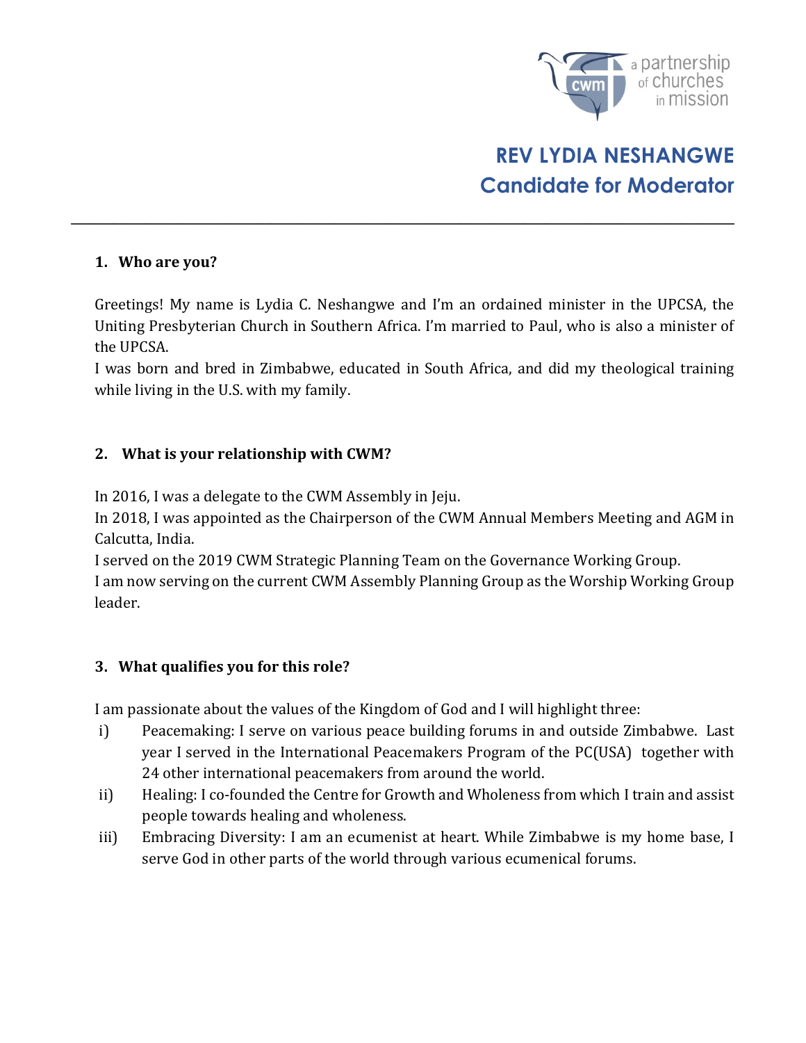# REV LYDIA NESHANGWE
## Candidate for Moderator

---

### 1. Who are you?

Greetings! My name is Lydia C. Neshangwe and I'm an ordained minister in the UPCSA, the Uniting Presbyterian Church in Southern Africa. I'm married to Paul, who is also a minister of the UPCSA.

I was born and bred in Zimbabwe, educated in South Africa, and did my theological training while living in the U.S. with my family.

### 2. What is your relationship with CWM?

In 2016, I was a delegate to the CWM Assembly in Jeju.

In 2018, I was appointed as the Chairperson of the CWM Annual Members Meeting and AGM in Calcutta, India.

I served on the 2019 CWM Strategic Planning Team on the Governance Working Group.

I am now serving on the current CWM Assembly Planning Group as the Worship Working Group leader.

### 3. What qualifies you for this role?

I am passionate about the values of the Kingdom of God and I will highlight three:

i) Peacemaking: I serve on various peace building forums in and outside Zimbabwe. Last year I served in the International Peacemakers Program of the PC(USA) together with 24 other international peacemakers from around the world.

ii) Healing: I co-founded the Centre for Growth and Wholeness from which I train and assist people towards healing and wholeness.

iii) Embracing Diversity: I am an ecumenist at heart. While Zimbabwe is my home base, I serve God in other parts of the world through various ecumenical forums.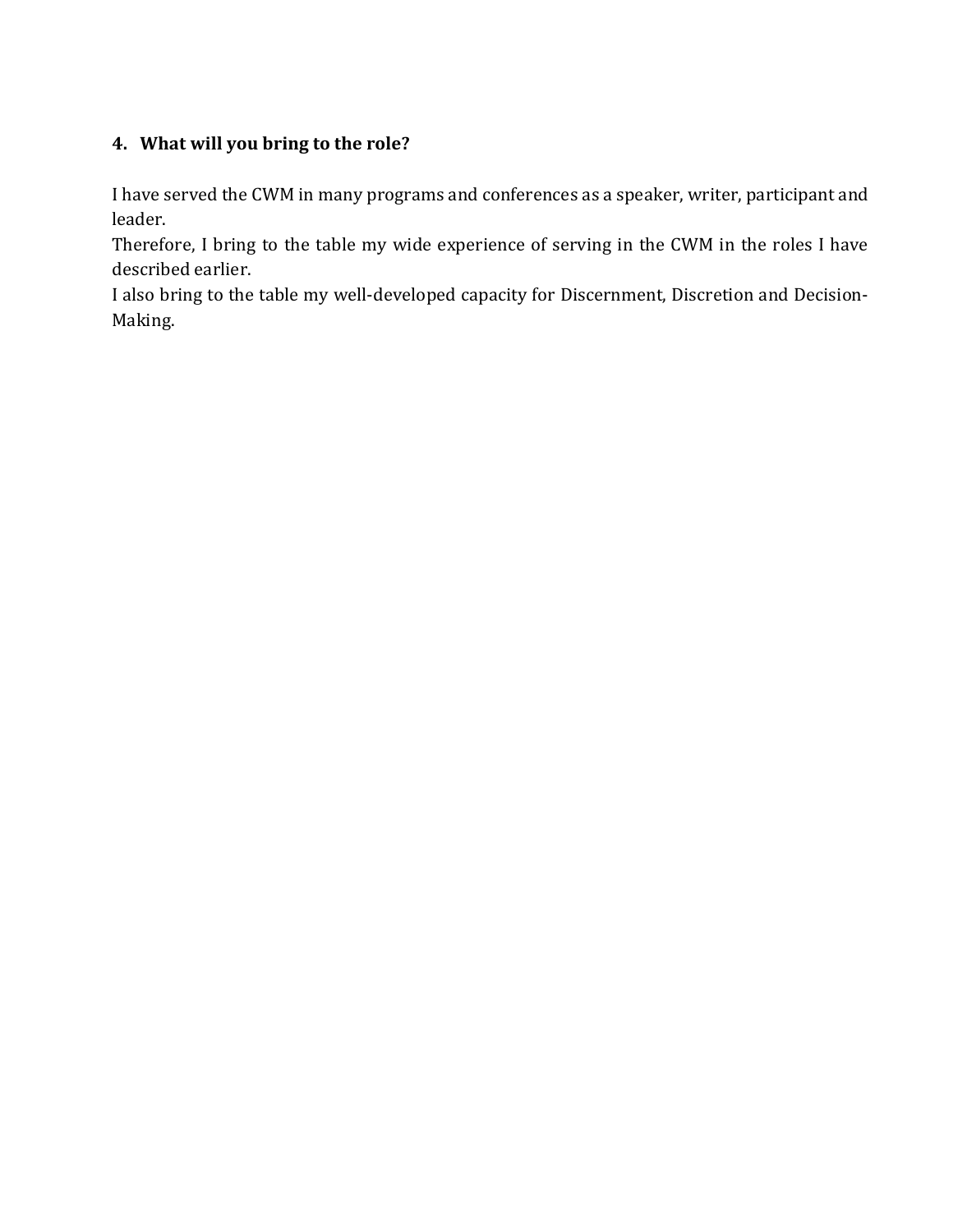**4. What will you bring to the role?**

I have served the CWM in many programs and conferences as a speaker, writer, participant and leader.
Therefore, I bring to the table my wide experience of serving in the CWM in the roles I have described earlier.
I also bring to the table my well-developed capacity for Discernment, Discretion and Decision-Making.